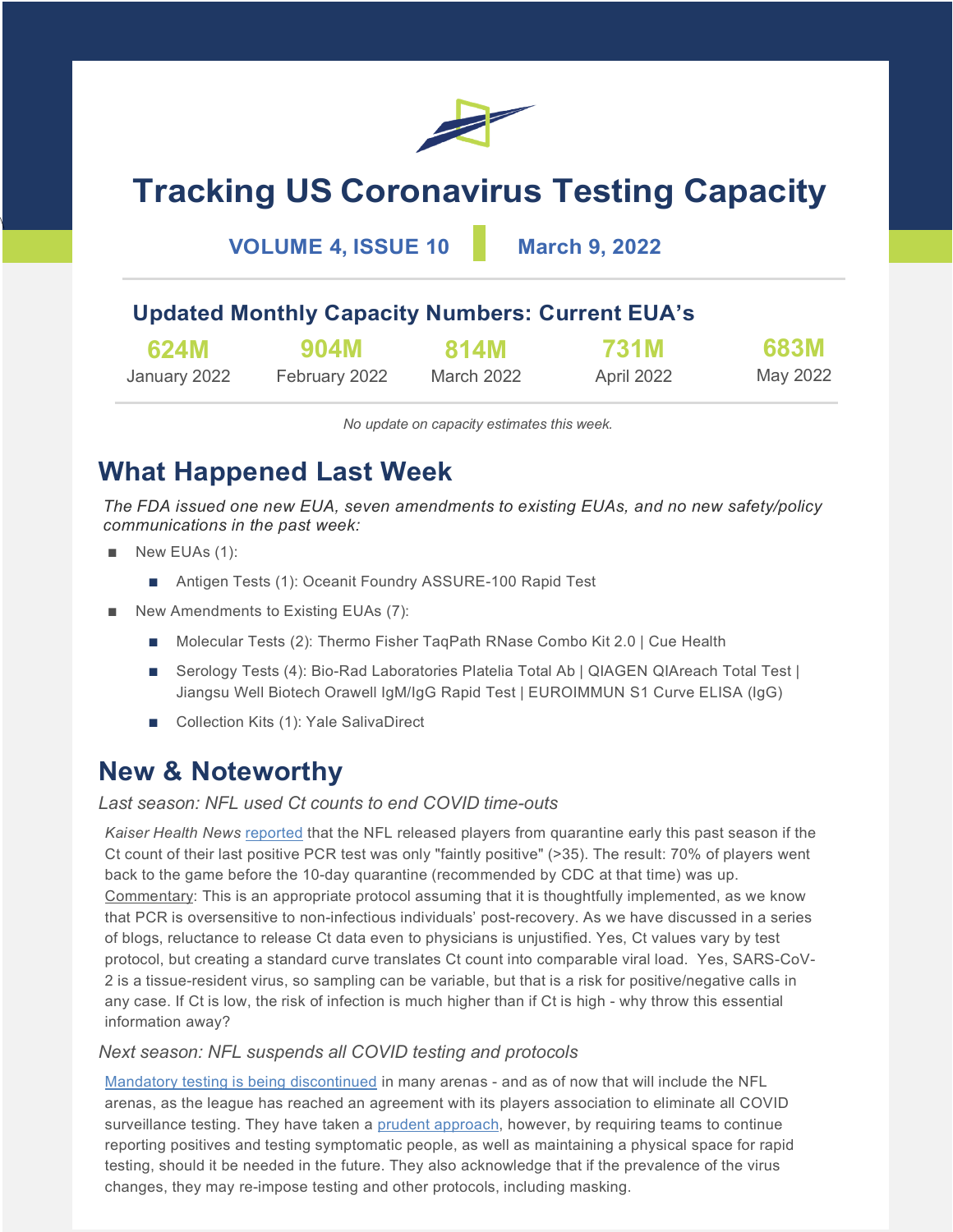# Tracking US Coronavirus Testing Capacity

**VOLUME 4, ISSUE 10** | **March 9, 2022**

## Updated Monthly Capacity Numbers: Current EUA's

| 624M | 904M | 814M | 731M | 683M |
|---|---|---|---|---|
| January 2022 | February 2022 | March 2022 | April 2022 | May 2022 |

*No update on capacity estimates this week.*

## What Happened Last Week

*The FDA issued one new EUA, seven amendments to existing EUAs, and no new safety/policy communications in the past week:*

- New EUAs (1):
  - Antigen Tests (1): Oceanit Foundry ASSURE-100 Rapid Test
- New Amendments to Existing EUAs (7):
  - Molecular Tests (2): Thermo Fisher TaqPath RNase Combo Kit 2.0 | Cue Health
  - Serology Tests (4): Bio-Rad Laboratories Platelia Total Ab | QIAGEN QIAreach Total Test | Jiangsu Well Biotech Orawell IgM/IgG Rapid Test | EUROIMMUN S1 Curve ELISA (IgG)
  - Collection Kits (1): Yale SalivaDirect

## New & Noteworthy

*Last season: NFL used Ct counts to end COVID time-outs*

*Kaiser Health News* reported that the NFL released players from quarantine early this past season if the Ct count of their last positive PCR test was only "faintly positive" (>35). The result: 70% of players went back to the game before the 10-day quarantine (recommended by CDC at that time) was up. Commentary: This is an appropriate protocol assuming that it is thoughtfully implemented, as we know that PCR is oversensitive to non-infectious individuals' post-recovery. As we have discussed in a series of blogs, reluctance to release Ct data even to physicians is unjustified. Yes, Ct values vary by test protocol, but creating a standard curve translates Ct count into comparable viral load. Yes, SARS-CoV-2 is a tissue-resident virus, so sampling can be variable, but that is a risk for positive/negative calls in any case. If Ct is low, the risk of infection is much higher than if Ct is high - why throw this essential information away?

*Next season: NFL suspends all COVID testing and protocols*

Mandatory testing is being discontinued in many arenas - and as of now that will include the NFL arenas, as the league has reached an agreement with its players association to eliminate all COVID surveillance testing. They have taken a prudent approach, however, by requiring teams to continue reporting positives and testing symptomatic people, as well as maintaining a physical space for rapid testing, should it be needed in the future. They also acknowledge that if the prevalence of the virus changes, they may re-impose testing and other protocols, including masking.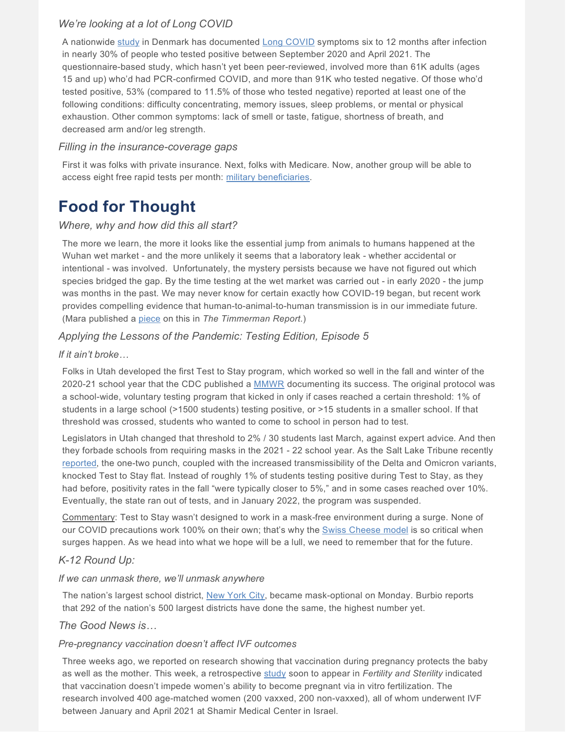*We're looking at a lot of Long COVID*

A nationwide study in Denmark has documented Long COVID symptoms six to 12 months after infection in nearly 30% of people who tested positive between September 2020 and April 2021. The questionnaire-based study, which hasn't yet been peer-reviewed, involved more than 61K adults (ages 15 and up) who'd had PCR-confirmed COVID, and more than 91K who tested negative. Of those who'd tested positive, 53% (compared to 11.5% of those who tested negative) reported at least one of the following conditions: difficulty concentrating, memory issues, sleep problems, or mental or physical exhaustion. Other common symptoms: lack of smell or taste, fatigue, shortness of breath, and decreased arm and/or leg strength.

*Filling in the insurance-coverage gaps*

First it was folks with private insurance. Next, folks with Medicare. Now, another group will be able to access eight free rapid tests per month: military beneficiaries.

# Food for Thought

*Where, why and how did this all start?*

The more we learn, the more it looks like the essential jump from animals to humans happened at the Wuhan wet market - and the more unlikely it seems that a laboratory leak - whether accidental or intentional - was involved. Unfortunately, the mystery persists because we have not figured out which species bridged the gap. By the time testing at the wet market was carried out - in early 2020 - the jump was months in the past. We may never know for certain exactly how COVID-19 began, but recent work provides compelling evidence that human-to-animal-to-human transmission is in our immediate future. (Mara published a piece on this in *The Timmerman Report.*)

*Applying the Lessons of the Pandemic: Testing Edition, Episode 5*

*If it ain't broke…*

Folks in Utah developed the first Test to Stay program, which worked so well in the fall and winter of the 2020-21 school year that the CDC published a MMWR documenting its success. The original protocol was a school-wide, voluntary testing program that kicked in only if cases reached a certain threshold: 1% of students in a large school (>1500 students) testing positive, or >15 students in a smaller school. If that threshold was crossed, students who wanted to come to school in person had to test.

Legislators in Utah changed that threshold to 2% / 30 students last March, against expert advice. And then they forbade schools from requiring masks in the 2021 - 22 school year. As the Salt Lake Tribune recently reported, the one-two punch, coupled with the increased transmissibility of the Delta and Omicron variants, knocked Test to Stay flat. Instead of roughly 1% of students testing positive during Test to Stay, as they had before, positivity rates in the fall "were typically closer to 5%," and in some cases reached over 10%. Eventually, the state ran out of tests, and in January 2022, the program was suspended.

Commentary: Test to Stay wasn't designed to work in a mask-free environment during a surge. None of our COVID precautions work 100% on their own; that's why the Swiss Cheese model is so critical when surges happen. As we head into what we hope will be a lull, we need to remember that for the future.

*K-12 Round Up:*

*If we can unmask there, we'll unmask anywhere*

The nation's largest school district, New York City, became mask-optional on Monday. Burbio reports that 292 of the nation's 500 largest districts have done the same, the highest number yet.

*The Good News is…*

*Pre-pregnancy vaccination doesn't affect IVF outcomes*

Three weeks ago, we reported on research showing that vaccination during pregnancy protects the baby as well as the mother. This week, a retrospective study soon to appear in *Fertility and Sterility* indicated that vaccination doesn't impede women's ability to become pregnant via in vitro fertilization. The research involved 400 age-matched women (200 vaxxed, 200 non-vaxxed), all of whom underwent IVF between January and April 2021 at Shamir Medical Center in Israel.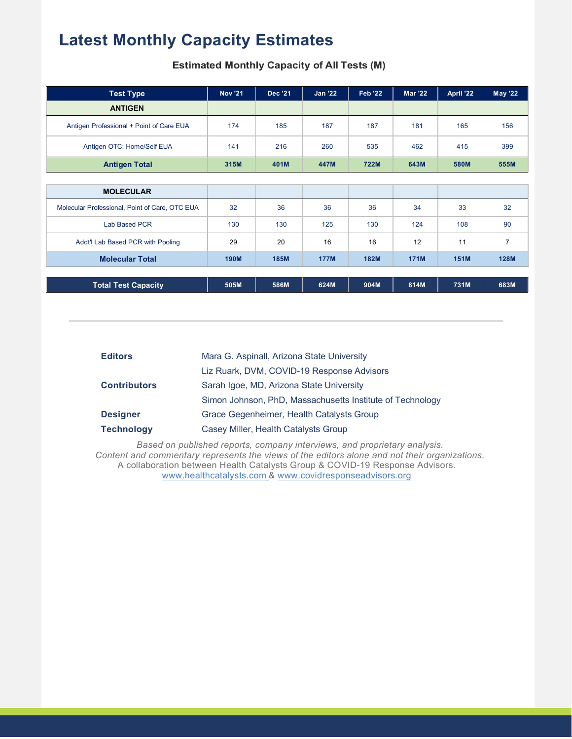# Latest Monthly Capacity Estimates

**Estimated Monthly Capacity of All Tests (M)**

| Test Type | Nov '21 | Dec '21 | Jan '22 | Feb '22 | Mar '22 | April '22 | May '22 |
|---|---|---|---|---|---|---|---|
| **ANTIGEN** | | | | | | | |
| Antigen Professional + Point of Care EUA | 174 | 185 | 187 | 187 | 181 | 165 | 156 |
| Antigen OTC: Home/Self EUA | 141 | 216 | 260 | 535 | 462 | 415 | 399 |
| **Antigen Total** | **315M** | **401M** | **447M** | **722M** | **643M** | **580M** | **555M** |
| **MOLECULAR** | | | | | | | |
| Molecular Professional, Point of Care, OTC EUA | 32 | 36 | 36 | 36 | 34 | 33 | 32 |
| Lab Based PCR | 130 | 130 | 125 | 130 | 124 | 108 | 90 |
| Addt'l Lab Based PCR with Pooling | 29 | 20 | 16 | 16 | 12 | 11 | 7 |
| **Molecular Total** | **190M** | **185M** | **177M** | **182M** | **171M** | **151M** | **128M** |
| **Total Test Capacity** | **505M** | **586M** | **624M** | **904M** | **814M** | **731M** | **683M** |

---

**Editors** Mara G. Aspinall, Arizona State University
Liz Ruark, DVM, COVID-19 Response Advisors

**Contributors** Sarah Igoe, MD, Arizona State University
Simon Johnson, PhD, Massachusetts Institute of Technology

**Designer** Grace Gegenheimer, Health Catalysts Group

**Technology** Casey Miller, Health Catalysts Group

*Based on published reports, company interviews, and proprietary analysis.*
*Content and commentary represents the views of the editors alone and not their organizations.*
A collaboration between Health Catalysts Group & COVID-19 Response Advisors.
www.healthcatalysts.com & www.covidresponseadvisors.org